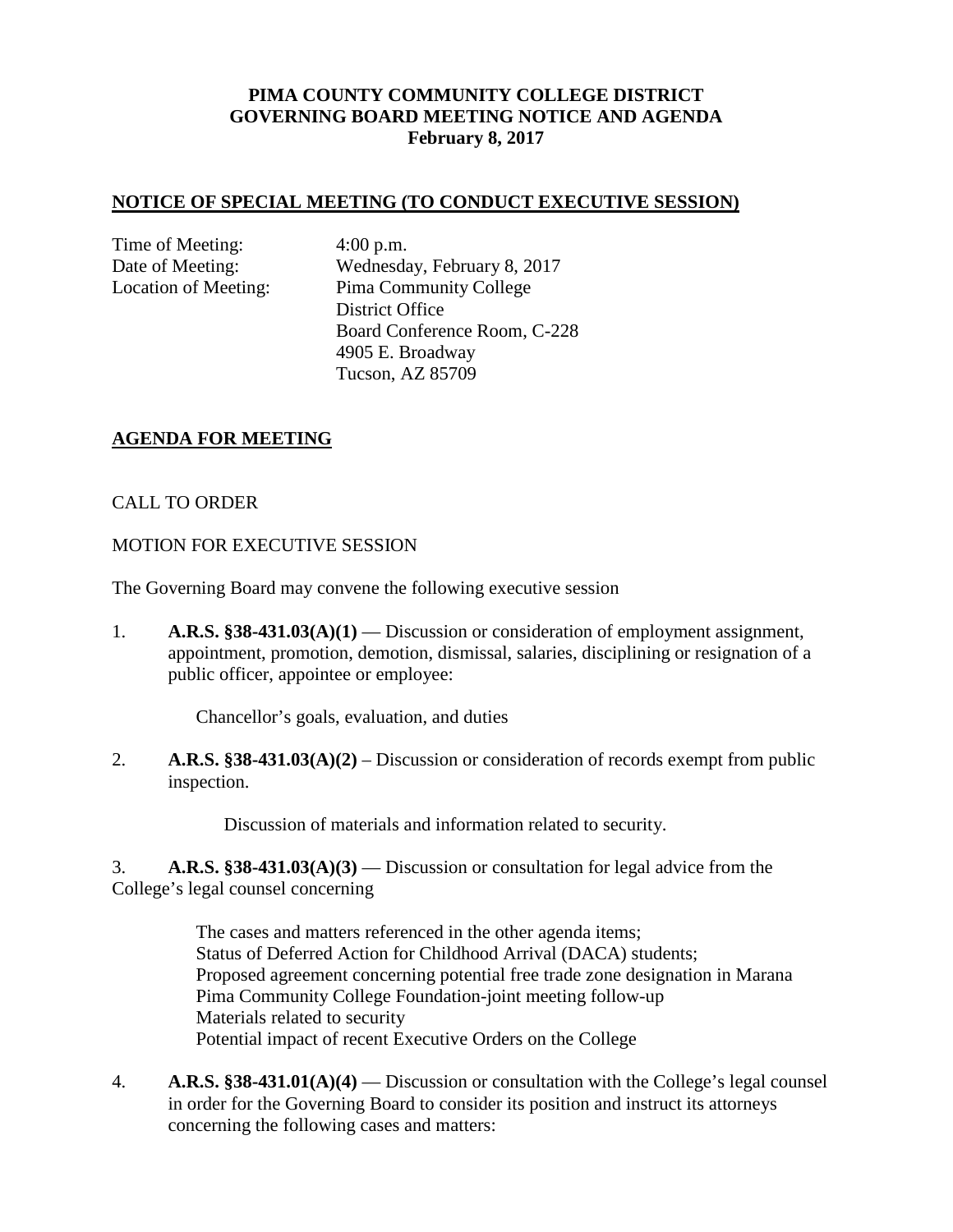**PIMA COUNTY COMMUNITY COLLEGE DISTRICT**
**GOVERNING BOARD MEETING NOTICE AND AGENDA**
**February 8, 2017**

## NOTICE OF SPECIAL MEETING (TO CONDUCT EXECUTIVE SESSION)

Time of Meeting: 4:00 p.m.
Date of Meeting: Wednesday, February 8, 2017
Location of Meeting: Pima Community College
District Office
Board Conference Room, C-228
4905 E. Broadway
Tucson, AZ 85709

## AGENDA FOR MEETING

CALL TO ORDER

MOTION FOR EXECUTIVE SESSION

The Governing Board may convene the following executive session

1. **A.R.S. §38-431.03(A)(1)** — Discussion or consideration of employment assignment, appointment, promotion, demotion, dismissal, salaries, disciplining or resignation of a public officer, appointee or employee:

   Chancellor's goals, evaluation, and duties

2. **A.R.S. §38-431.03(A)(2)** – Discussion or consideration of records exempt from public inspection.

   Discussion of materials and information related to security.

3. **A.R.S. §38-431.03(A)(3)** — Discussion or consultation for legal advice from the College's legal counsel concerning

   The cases and matters referenced in the other agenda items;
   Status of Deferred Action for Childhood Arrival (DACA) students;
   Proposed agreement concerning potential free trade zone designation in Marana
   Pima Community College Foundation-joint meeting follow-up
   Materials related to security
   Potential impact of recent Executive Orders on the College

4. **A.R.S. §38-431.01(A)(4)** — Discussion or consultation with the College's legal counsel in order for the Governing Board to consider its position and instruct its attorneys concerning the following cases and matters: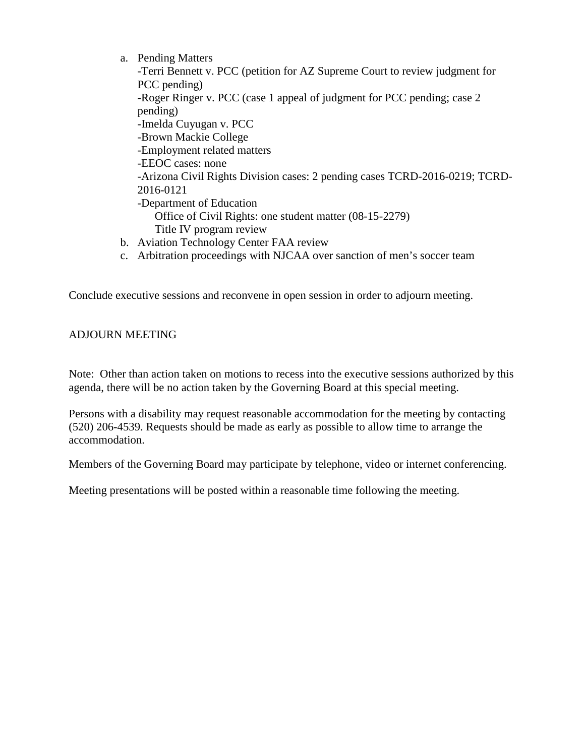a. Pending Matters
   - -Terri Bennett v. PCC (petition for AZ Supreme Court to review judgment for PCC pending)
   - -Roger Ringer v. PCC (case 1 appeal of judgment for PCC pending; case 2 pending)
   - -Imelda Cuyugan v. PCC
   - -Brown Mackie College
   - -Employment related matters
   - -EEOC cases: none
   - -Arizona Civil Rights Division cases: 2 pending cases TCRD-2016-0219; TCRD-2016-0121
   - -Department of Education
     - Office of Civil Rights: one student matter (08-15-2279)
     - Title IV program review

b. Aviation Technology Center FAA review

c. Arbitration proceedings with NJCAA over sanction of men's soccer team

Conclude executive sessions and reconvene in open session in order to adjourn meeting.

ADJOURN MEETING

Note: Other than action taken on motions to recess into the executive sessions authorized by this agenda, there will be no action taken by the Governing Board at this special meeting.

Persons with a disability may request reasonable accommodation for the meeting by contacting (520) 206-4539. Requests should be made as early as possible to allow time to arrange the accommodation.

Members of the Governing Board may participate by telephone, video or internet conferencing.

Meeting presentations will be posted within a reasonable time following the meeting.